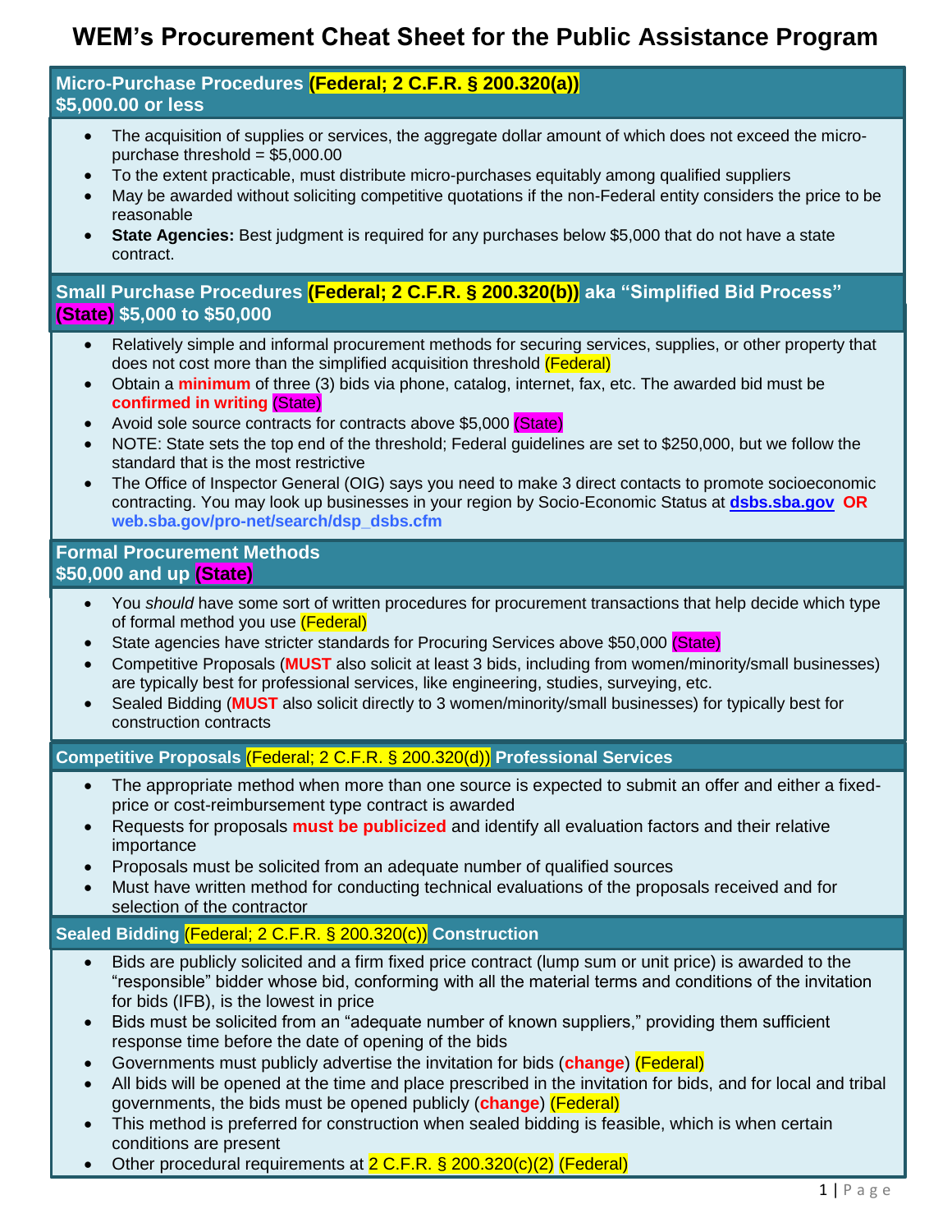# WEM's Procurement Cheat Sheet for the Public Assistance Program

## Micro-Purchase Procedures (Federal; 2 C.F.R. § 200.320(a)) $5,000.00 or less

- The acquisition of supplies or services, the aggregate dollar amount of which does not exceed the micro-purchase threshold = $5,000.00
- To the extent practicable, must distribute micro-purchases equitably among qualified suppliers
- May be awarded without soliciting competitive quotations if the non-Federal entity considers the price to be reasonable
- **State Agencies:** Best judgment is required for any purchases below $5,000 that do not have a state contract.

## Small Purchase Procedures (Federal; 2 C.F.R. § 200.320(b)) aka "Simplified Bid Process" (State) $5,000 to $50,000

- Relatively simple and informal procurement methods for securing services, supplies, or other property that does not cost more than the simplified acquisition threshold (Federal)
- Obtain a **minimum** of three (3) bids via phone, catalog, internet, fax, etc. The awarded bid must be **confirmed in writing** (State)
- Avoid sole source contracts for contracts above $5,000 (State)
- NOTE: State sets the top end of the threshold; Federal guidelines are set to $250,000, but we follow the standard that is the most restrictive
- The Office of Inspector General (OIG) says you need to make 3 direct contacts to promote socioeconomic contracting. You may look up businesses in your region by Socio-Economic Status at **dsbs.sba.gov** **OR** **web.sba.gov/pro-net/search/dsp_dsbs.cfm**

## Formal Procurement Methods $50,000 and up (State)

- You *should* have some sort of written procedures for procurement transactions that help decide which type of formal method you use (Federal)
- State agencies have stricter standards for Procuring Services above $50,000 (State)
- Competitive Proposals (**MUST** also solicit at least 3 bids, including from women/minority/small businesses) are typically best for professional services, like engineering, studies, surveying, etc.
- Sealed Bidding (**MUST** also solicit directly to 3 women/minority/small businesses) for typically best for construction contracts

## Competitive Proposals (Federal; 2 C.F.R. § 200.320(d)) Professional Services

- The appropriate method when more than one source is expected to submit an offer and either a fixed-price or cost-reimbursement type contract is awarded
- Requests for proposals **must be publicized** and identify all evaluation factors and their relative importance
- Proposals must be solicited from an adequate number of qualified sources
- Must have written method for conducting technical evaluations of the proposals received and for selection of the contractor

## Sealed Bidding (Federal; 2 C.F.R. § 200.320(c)) Construction

- Bids are publicly solicited and a firm fixed price contract (lump sum or unit price) is awarded to the "responsible" bidder whose bid, conforming with all the material terms and conditions of the invitation for bids (IFB), is the lowest in price
- Bids must be solicited from an "adequate number of known suppliers," providing them sufficient response time before the date of opening of the bids
- Governments must publicly advertise the invitation for bids (**change**) (Federal)
- All bids will be opened at the time and place prescribed in the invitation for bids, and for local and tribal governments, the bids must be opened publicly (**change**) (Federal)
- This method is preferred for construction when sealed bidding is feasible, which is when certain conditions are present
- Other procedural requirements at 2 C.F.R. § 200.320(c)(2) (Federal)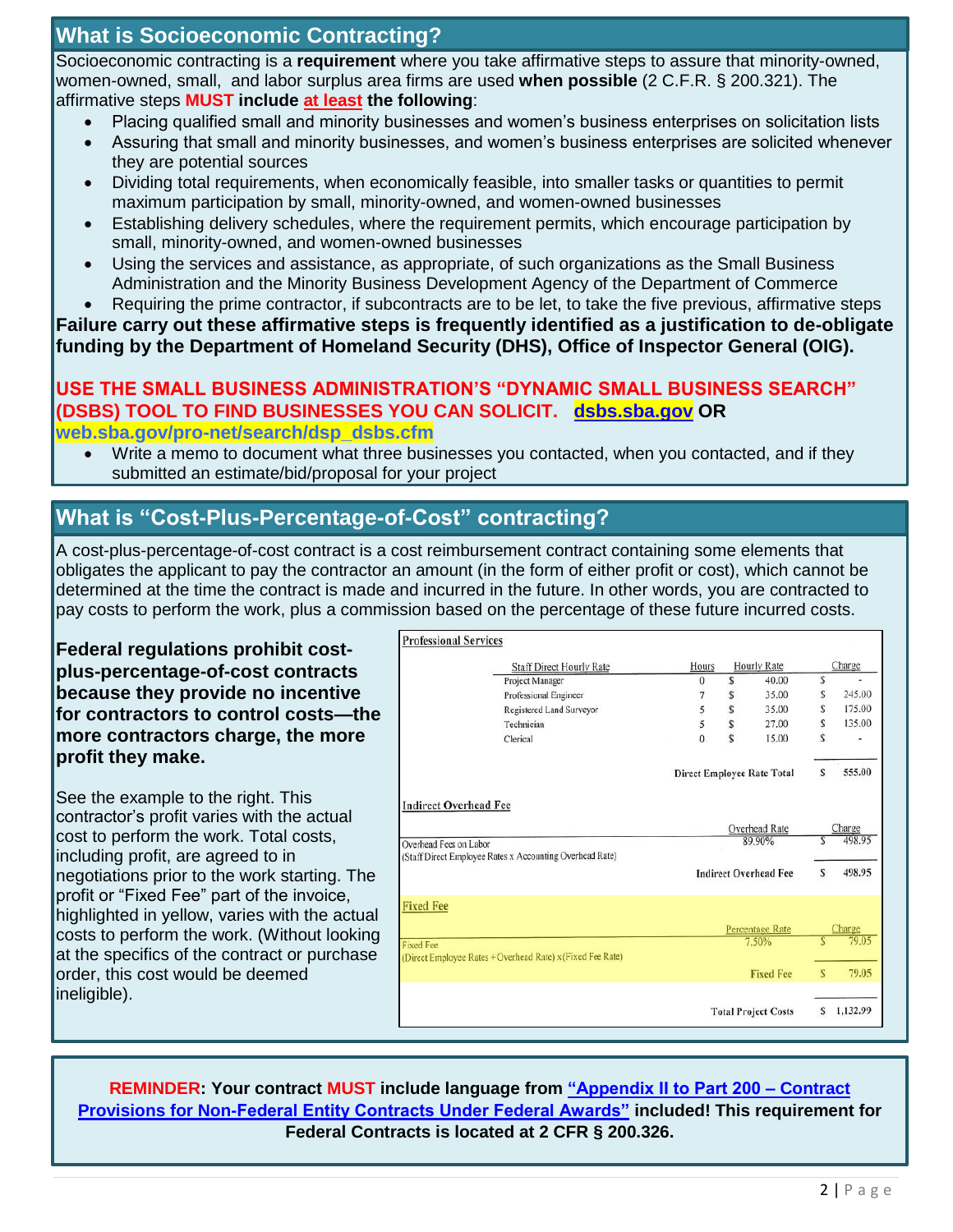## What is Socioeconomic Contracting?

Socioeconomic contracting is a **requirement** where you take affirmative steps to assure that minority-owned, women-owned, small, and labor surplus area firms are used **when possible** (2 C.F.R. § 200.321). The affirmative steps **MUST include at least the following**:

- Placing qualified small and minority businesses and women's business enterprises on solicitation lists
- Assuring that small and minority businesses, and women's business enterprises are solicited whenever they are potential sources
- Dividing total requirements, when economically feasible, into smaller tasks or quantities to permit maximum participation by small, minority-owned, and women-owned businesses
- Establishing delivery schedules, where the requirement permits, which encourage participation by small, minority-owned, and women-owned businesses
- Using the services and assistance, as appropriate, of such organizations as the Small Business Administration and the Minority Business Development Agency of the Department of Commerce
- Requiring the prime contractor, if subcontracts are to be let, to take the five previous, affirmative steps

**Failure carry out these affirmative steps is frequently identified as a justification to de-obligate funding by the Department of Homeland Security (DHS), Office of Inspector General (OIG).**

**USE THE SMALL BUSINESS ADMINISTRATION'S "DYNAMIC SMALL BUSINESS SEARCH" (DSBS) TOOL TO FIND BUSINESSES YOU CAN SOLICIT. dsbs.sba.gov OR web.sba.gov/pro-net/search/dsp_dsbs.cfm**

- Write a memo to document what three businesses you contacted, when you contacted, and if they submitted an estimate/bid/proposal for your project

## What is "Cost-Plus-Percentage-of-Cost" contracting?

A cost-plus-percentage-of-cost contract is a cost reimbursement contract containing some elements that obligates the applicant to pay the contractor an amount (in the form of either profit or cost), which cannot be determined at the time the contract is made and incurred in the future. In other words, you are contracted to pay costs to perform the work, plus a commission based on the percentage of these future incurred costs.

**Federal regulations prohibit cost-plus-percentage-of-cost contracts because they provide no incentive for contractors to control costs—the more contractors charge, the more profit they make.**

See the example to the right. This contractor's profit varies with the actual cost to perform the work. Total costs, including profit, are agreed to in negotiations prior to the work starting. The profit or "Fixed Fee" part of the invoice, highlighted in yellow, varies with the actual costs to perform the work. (Without looking at the specifics of the contract or purchase order, this cost would be deemed ineligible).

**Professional Services**

| Staff Direct Hourly Rate | Hours | Hourly Rate | Charge |
|---|---|---|---|
| Project Manager | 0 | $ 40.00 | $ - |
| Professional Engineer | 7 | $ 35.00 | $ 245.00 |
| Registered Land Surveyor | 5 | $ 35.00 | $ 175.00 |
| Technician | 5 | $ 27.00 | $ 135.00 |
| Clerical | 0 | $ 15.00 | $ - |
| Direct Employee Rate Total | | | $ 555.00 |

**Indirect Overhead Fee**

| | Overhead Rate | Charge |
|---|---|---|
| Overhead Fees on Labor (Staff Direct Employee Rates x Accounting Overhead Rate) | 89.90% | $ 498.95 |
| Indirect Overhead Fee | | $ 498.95 |

**Fixed Fee**

| | Percentage Rate | Charge |
|---|---|---|
| Fixed Fee (Direct Employee Rates + Overhead Rate) x (Fixed Fee Rate) | 7.50% | $ 79.05 |
| Fixed Fee | | $ 79.05 |
| Total Project Costs | | $ 1,132.99 |

**REMINDER: Your contract MUST include language from "Appendix II to Part 200 – Contract Provisions for Non-Federal Entity Contracts Under Federal Awards" included! This requirement for Federal Contracts is located at 2 CFR § 200.326.**